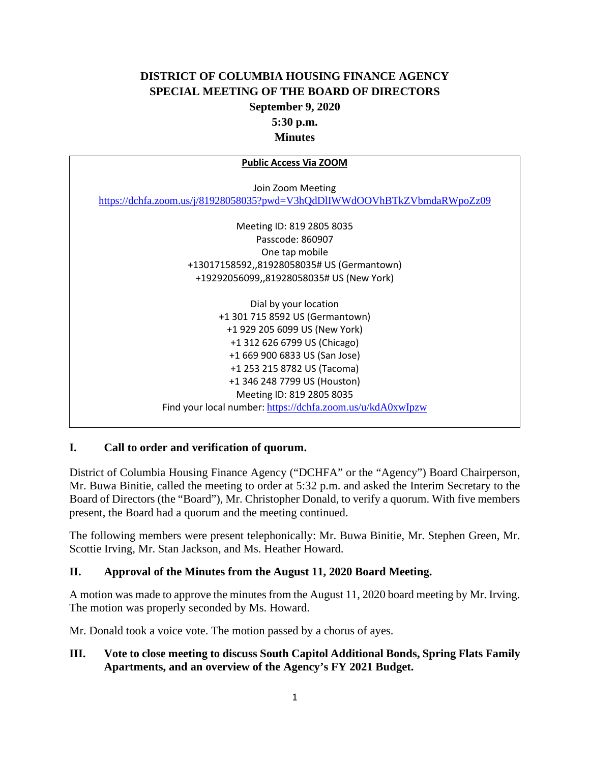# DISTRICT OF COLUMBIA HOUSING FINANCE AGENCY
## SPECIAL MEETING OF THE BOARD OF DIRECTORS
### September 9, 2020
### 5:30 p.m.
### Minutes

**Public Access Via ZOOM**

Join Zoom Meeting
https://dchfa.zoom.us/j/81928058035?pwd=V3hQdDlIWWdOOVhBTkZVbmdaRWpoZz09

Meeting ID: 819 2805 8035
Passcode: 860907
One tap mobile
+13017158592,,81928058035# US (Germantown)
+19292056099,,81928058035# US (New York)

Dial by your location
+1 301 715 8592 US (Germantown)
+1 929 205 6099 US (New York)
+1 312 626 6799 US (Chicago)
+1 669 900 6833 US (San Jose)
+1 253 215 8782 US (Tacoma)
+1 346 248 7799 US (Houston)
Meeting ID: 819 2805 8035
Find your local number: https://dchfa.zoom.us/u/kdA0xwIpzw

## I. Call to order and verification of quorum.

District of Columbia Housing Finance Agency ("DCHFA" or the "Agency") Board Chairperson, Mr. Buwa Binitie, called the meeting to order at 5:32 p.m. and asked the Interim Secretary to the Board of Directors (the "Board"), Mr. Christopher Donald, to verify a quorum. With five members present, the Board had a quorum and the meeting continued.

The following members were present telephonically: Mr. Buwa Binitie, Mr. Stephen Green, Mr. Scottie Irving, Mr. Stan Jackson, and Ms. Heather Howard.

## II. Approval of the Minutes from the August 11, 2020 Board Meeting.

A motion was made to approve the minutes from the August 11, 2020 board meeting by Mr. Irving. The motion was properly seconded by Ms. Howard.

Mr. Donald took a voice vote. The motion passed by a chorus of ayes.

## III. Vote to close meeting to discuss South Capitol Additional Bonds, Spring Flats Family Apartments, and an overview of the Agency's FY 2021 Budget.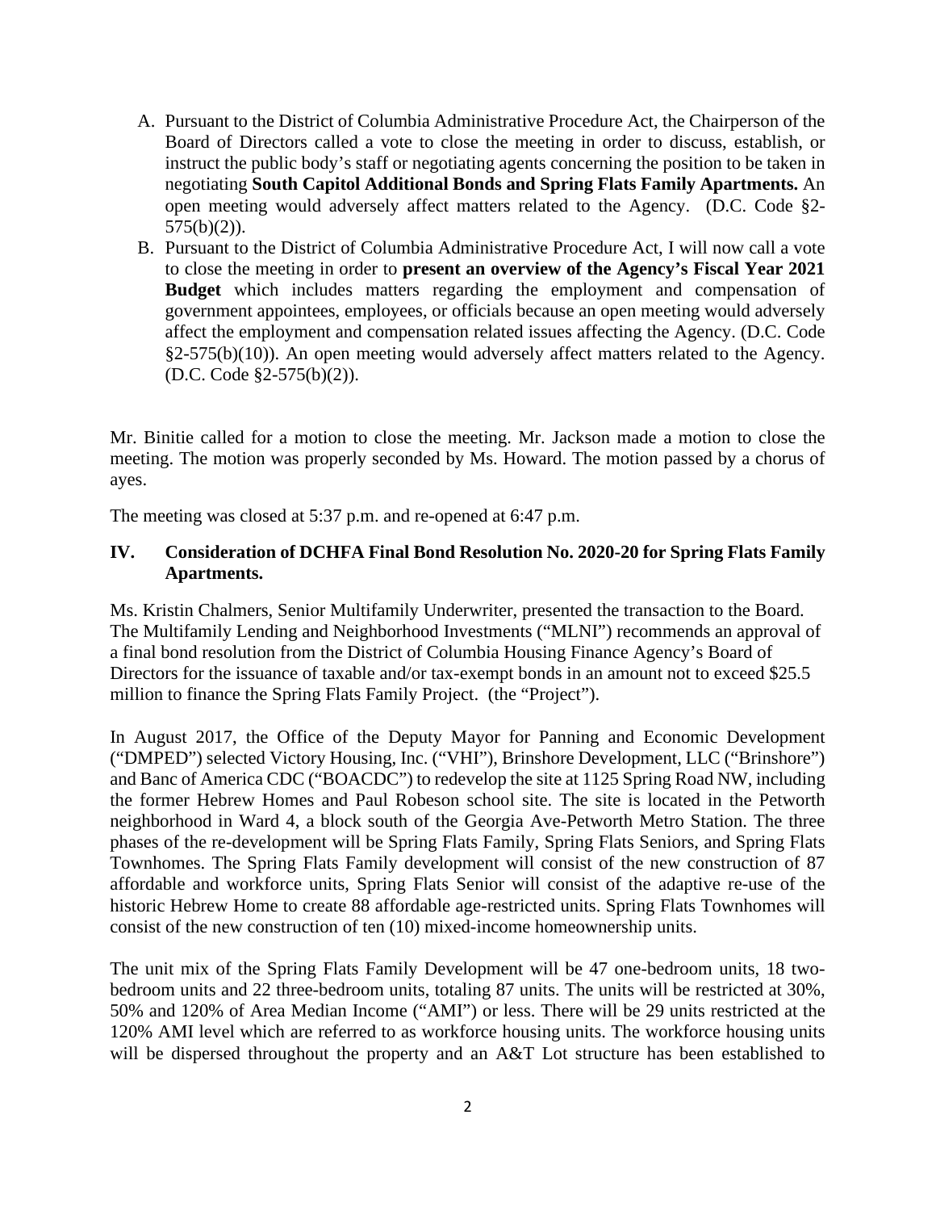A. Pursuant to the District of Columbia Administrative Procedure Act, the Chairperson of the Board of Directors called a vote to close the meeting in order to discuss, establish, or instruct the public body's staff or negotiating agents concerning the position to be taken in negotiating **South Capitol Additional Bonds and Spring Flats Family Apartments.** An open meeting would adversely affect matters related to the Agency. (D.C. Code §2-575(b)(2)).
B. Pursuant to the District of Columbia Administrative Procedure Act, I will now call a vote to close the meeting in order to **present an overview of the Agency's Fiscal Year 2021 Budget** which includes matters regarding the employment and compensation of government appointees, employees, or officials because an open meeting would adversely affect the employment and compensation related issues affecting the Agency. (D.C. Code §2-575(b)(10)). An open meeting would adversely affect matters related to the Agency. (D.C. Code §2-575(b)(2)).

Mr. Binitie called for a motion to close the meeting. Mr. Jackson made a motion to close the meeting. The motion was properly seconded by Ms. Howard. The motion passed by a chorus of ayes.

The meeting was closed at 5:37 p.m. and re-opened at 6:47 p.m.

## IV. Consideration of DCHFA Final Bond Resolution No. 2020-20 for Spring Flats Family Apartments.

Ms. Kristin Chalmers, Senior Multifamily Underwriter, presented the transaction to the Board. The Multifamily Lending and Neighborhood Investments ("MLNI") recommends an approval of a final bond resolution from the District of Columbia Housing Finance Agency's Board of Directors for the issuance of taxable and/or tax-exempt bonds in an amount not to exceed $25.5 million to finance the Spring Flats Family Project. (the "Project").

In August 2017, the Office of the Deputy Mayor for Panning and Economic Development ("DMPED") selected Victory Housing, Inc. ("VHI"), Brinshore Development, LLC ("Brinshore") and Banc of America CDC ("BOACDC") to redevelop the site at 1125 Spring Road NW, including the former Hebrew Homes and Paul Robeson school site. The site is located in the Petworth neighborhood in Ward 4, a block south of the Georgia Ave-Petworth Metro Station. The three phases of the re-development will be Spring Flats Family, Spring Flats Seniors, and Spring Flats Townhomes. The Spring Flats Family development will consist of the new construction of 87 affordable and workforce units, Spring Flats Senior will consist of the adaptive re-use of the historic Hebrew Home to create 88 affordable age-restricted units. Spring Flats Townhomes will consist of the new construction of ten (10) mixed-income homeownership units.

The unit mix of the Spring Flats Family Development will be 47 one-bedroom units, 18 two-bedroom units and 22 three-bedroom units, totaling 87 units. The units will be restricted at 30%, 50% and 120% of Area Median Income ("AMI") or less. There will be 29 units restricted at the 120% AMI level which are referred to as workforce housing units. The workforce housing units will be dispersed throughout the property and an A&T Lot structure has been established to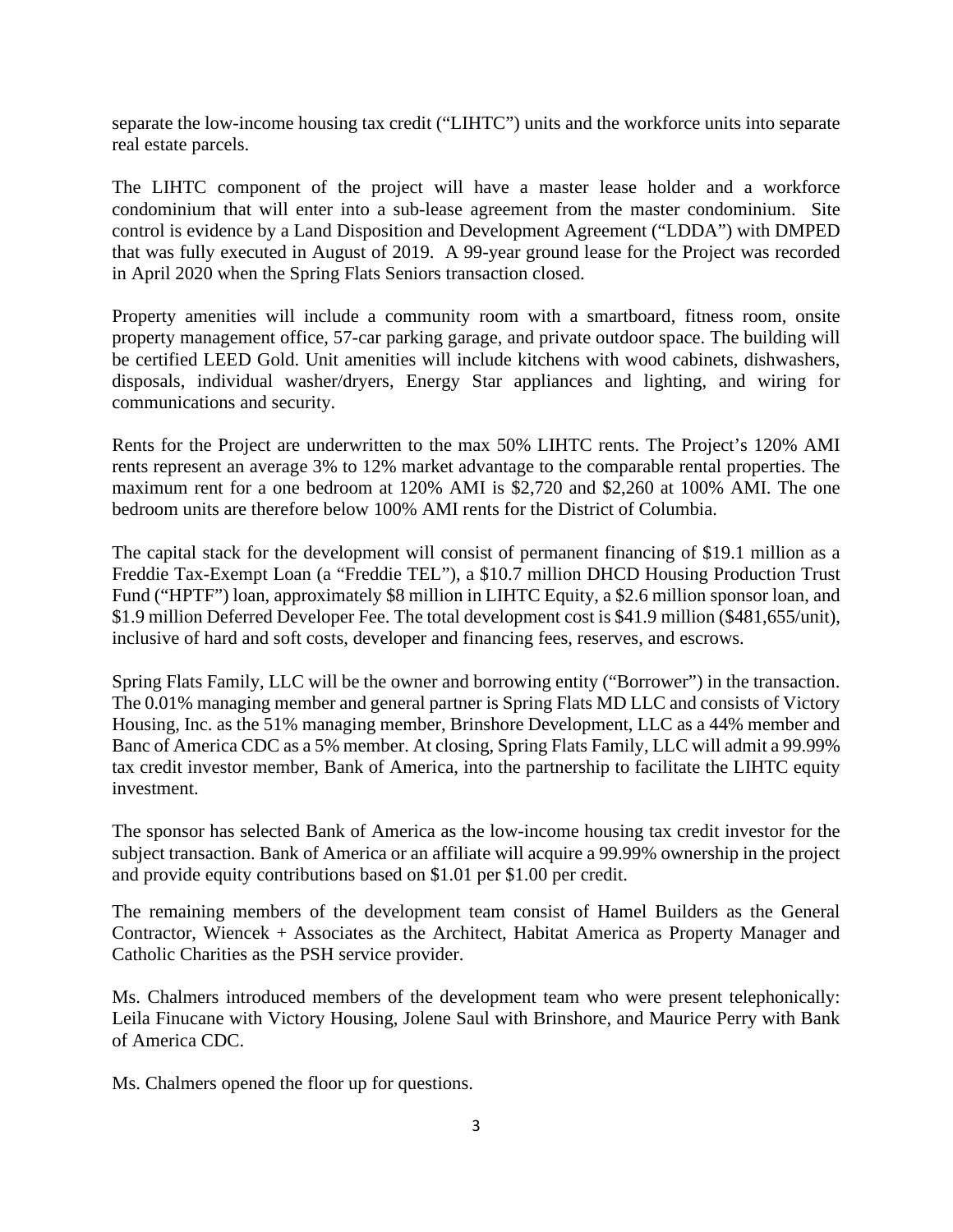separate the low-income housing tax credit ("LIHTC") units and the workforce units into separate real estate parcels.

The LIHTC component of the project will have a master lease holder and a workforce condominium that will enter into a sub-lease agreement from the master condominium. Site control is evidence by a Land Disposition and Development Agreement ("LDDA") with DMPED that was fully executed in August of 2019. A 99-year ground lease for the Project was recorded in April 2020 when the Spring Flats Seniors transaction closed.

Property amenities will include a community room with a smartboard, fitness room, onsite property management office, 57-car parking garage, and private outdoor space. The building will be certified LEED Gold. Unit amenities will include kitchens with wood cabinets, dishwashers, disposals, individual washer/dryers, Energy Star appliances and lighting, and wiring for communications and security.

Rents for the Project are underwritten to the max 50% LIHTC rents. The Project's 120% AMI rents represent an average 3% to 12% market advantage to the comparable rental properties. The maximum rent for a one bedroom at 120% AMI is $2,720 and $2,260 at 100% AMI. The one bedroom units are therefore below 100% AMI rents for the District of Columbia.

The capital stack for the development will consist of permanent financing of $19.1 million as a Freddie Tax-Exempt Loan (a "Freddie TEL"), a $10.7 million DHCD Housing Production Trust Fund ("HPTF") loan, approximately $8 million in LIHTC Equity, a $2.6 million sponsor loan, and $1.9 million Deferred Developer Fee. The total development cost is $41.9 million ($481,655/unit), inclusive of hard and soft costs, developer and financing fees, reserves, and escrows.

Spring Flats Family, LLC will be the owner and borrowing entity ("Borrower") in the transaction. The 0.01% managing member and general partner is Spring Flats MD LLC and consists of Victory Housing, Inc. as the 51% managing member, Brinshore Development, LLC as a 44% member and Banc of America CDC as a 5% member. At closing, Spring Flats Family, LLC will admit a 99.99% tax credit investor member, Bank of America, into the partnership to facilitate the LIHTC equity investment.

The sponsor has selected Bank of America as the low-income housing tax credit investor for the subject transaction. Bank of America or an affiliate will acquire a 99.99% ownership in the project and provide equity contributions based on $1.01 per $1.00 per credit.

The remaining members of the development team consist of Hamel Builders as the General Contractor, Wiencek + Associates as the Architect, Habitat America as Property Manager and Catholic Charities as the PSH service provider.

Ms. Chalmers introduced members of the development team who were present telephonically: Leila Finucane with Victory Housing, Jolene Saul with Brinshore, and Maurice Perry with Bank of America CDC.

Ms. Chalmers opened the floor up for questions.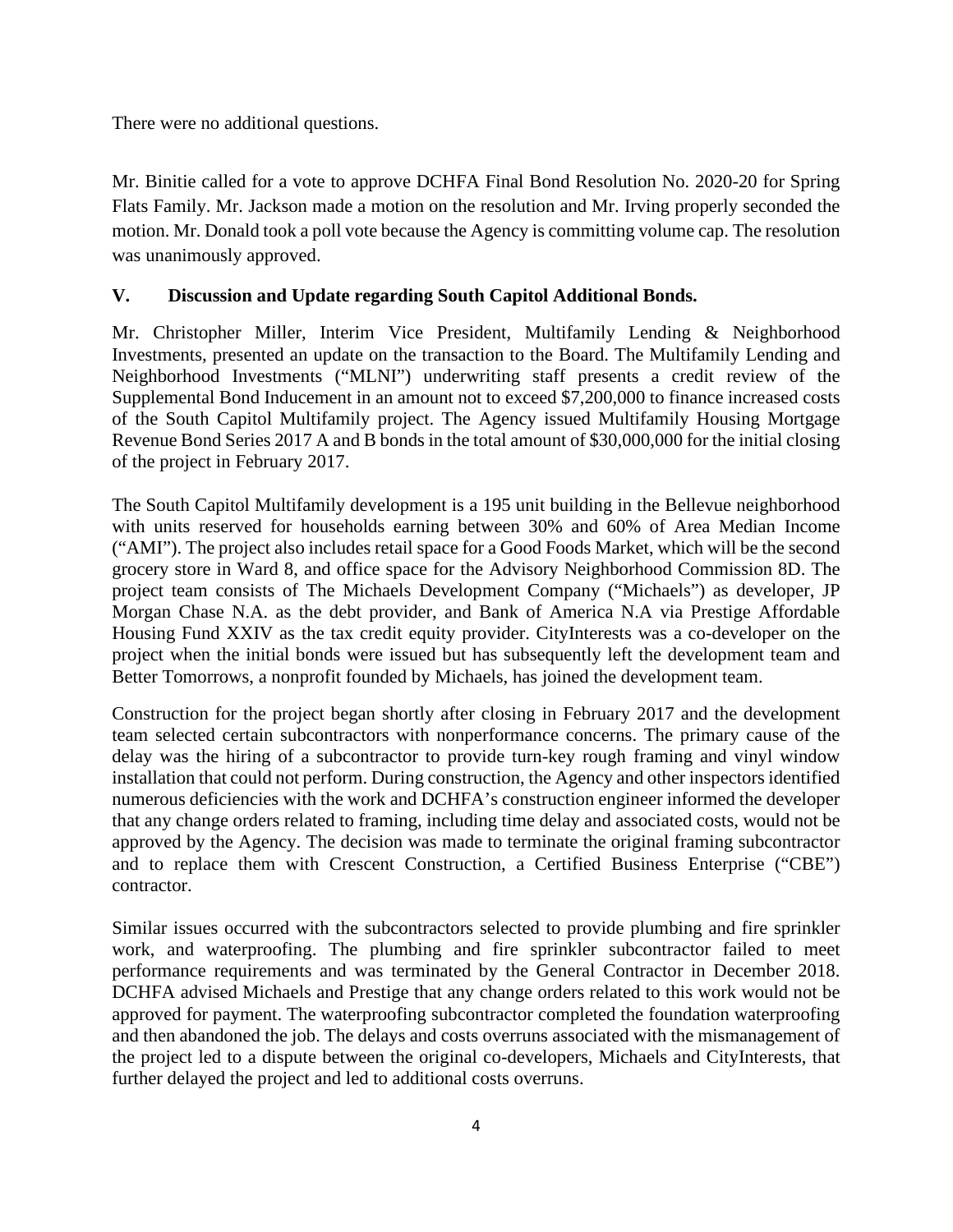There were no additional questions.

Mr. Binitie called for a vote to approve DCHFA Final Bond Resolution No. 2020-20 for Spring Flats Family. Mr. Jackson made a motion on the resolution and Mr. Irving properly seconded the motion. Mr. Donald took a poll vote because the Agency is committing volume cap. The resolution was unanimously approved.

## V. Discussion and Update regarding South Capitol Additional Bonds.

Mr. Christopher Miller, Interim Vice President, Multifamily Lending & Neighborhood Investments, presented an update on the transaction to the Board. The Multifamily Lending and Neighborhood Investments ("MLNI") underwriting staff presents a credit review of the Supplemental Bond Inducement in an amount not to exceed $7,200,000 to finance increased costs of the South Capitol Multifamily project. The Agency issued Multifamily Housing Mortgage Revenue Bond Series 2017 A and B bonds in the total amount of $30,000,000 for the initial closing of the project in February 2017.

The South Capitol Multifamily development is a 195 unit building in the Bellevue neighborhood with units reserved for households earning between 30% and 60% of Area Median Income ("AMI"). The project also includes retail space for a Good Foods Market, which will be the second grocery store in Ward 8, and office space for the Advisory Neighborhood Commission 8D. The project team consists of The Michaels Development Company ("Michaels") as developer, JP Morgan Chase N.A. as the debt provider, and Bank of America N.A via Prestige Affordable Housing Fund XXIV as the tax credit equity provider. CityInterests was a co-developer on the project when the initial bonds were issued but has subsequently left the development team and Better Tomorrows, a nonprofit founded by Michaels, has joined the development team.

Construction for the project began shortly after closing in February 2017 and the development team selected certain subcontractors with nonperformance concerns. The primary cause of the delay was the hiring of a subcontractor to provide turn-key rough framing and vinyl window installation that could not perform. During construction, the Agency and other inspectors identified numerous deficiencies with the work and DCHFA's construction engineer informed the developer that any change orders related to framing, including time delay and associated costs, would not be approved by the Agency. The decision was made to terminate the original framing subcontractor and to replace them with Crescent Construction, a Certified Business Enterprise ("CBE") contractor.

Similar issues occurred with the subcontractors selected to provide plumbing and fire sprinkler work, and waterproofing. The plumbing and fire sprinkler subcontractor failed to meet performance requirements and was terminated by the General Contractor in December 2018. DCHFA advised Michaels and Prestige that any change orders related to this work would not be approved for payment. The waterproofing subcontractor completed the foundation waterproofing and then abandoned the job. The delays and costs overruns associated with the mismanagement of the project led to a dispute between the original co-developers, Michaels and CityInterests, that further delayed the project and led to additional costs overruns.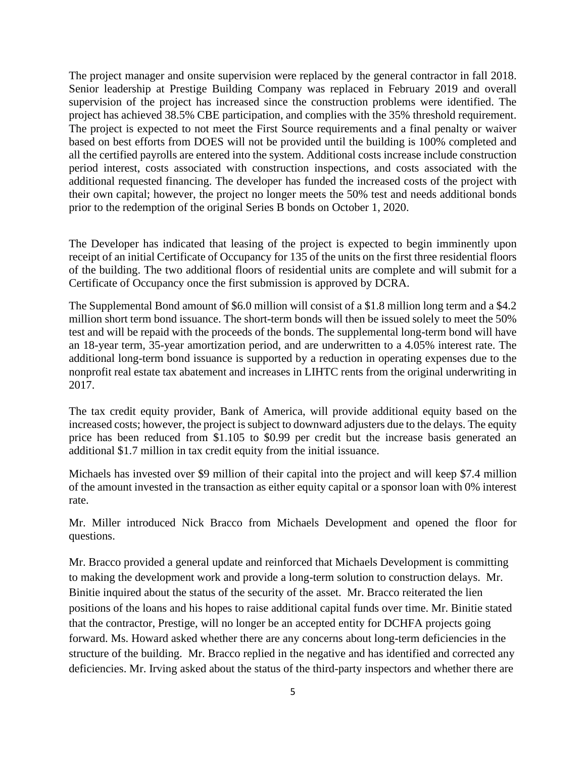The project manager and onsite supervision were replaced by the general contractor in fall 2018. Senior leadership at Prestige Building Company was replaced in February 2019 and overall supervision of the project has increased since the construction problems were identified. The project has achieved 38.5% CBE participation, and complies with the 35% threshold requirement. The project is expected to not meet the First Source requirements and a final penalty or waiver based on best efforts from DOES will not be provided until the building is 100% completed and all the certified payrolls are entered into the system. Additional costs increase include construction period interest, costs associated with construction inspections, and costs associated with the additional requested financing. The developer has funded the increased costs of the project with their own capital; however, the project no longer meets the 50% test and needs additional bonds prior to the redemption of the original Series B bonds on October 1, 2020.

The Developer has indicated that leasing of the project is expected to begin imminently upon receipt of an initial Certificate of Occupancy for 135 of the units on the first three residential floors of the building. The two additional floors of residential units are complete and will submit for a Certificate of Occupancy once the first submission is approved by DCRA.

The Supplemental Bond amount of $6.0 million will consist of a $1.8 million long term and a $4.2 million short term bond issuance. The short-term bonds will then be issued solely to meet the 50% test and will be repaid with the proceeds of the bonds. The supplemental long-term bond will have an 18-year term, 35-year amortization period, and are underwritten to a 4.05% interest rate. The additional long-term bond issuance is supported by a reduction in operating expenses due to the nonprofit real estate tax abatement and increases in LIHTC rents from the original underwriting in 2017.

The tax credit equity provider, Bank of America, will provide additional equity based on the increased costs; however, the project is subject to downward adjusters due to the delays. The equity price has been reduced from $1.105 to $0.99 per credit but the increase basis generated an additional $1.7 million in tax credit equity from the initial issuance.

Michaels has invested over $9 million of their capital into the project and will keep $7.4 million of the amount invested in the transaction as either equity capital or a sponsor loan with 0% interest rate.

Mr. Miller introduced Nick Bracco from Michaels Development and opened the floor for questions.

Mr. Bracco provided a general update and reinforced that Michaels Development is committing to making the development work and provide a long-term solution to construction delays. Mr. Binitie inquired about the status of the security of the asset. Mr. Bracco reiterated the lien positions of the loans and his hopes to raise additional capital funds over time. Mr. Binitie stated that the contractor, Prestige, will no longer be an accepted entity for DCHFA projects going forward. Ms. Howard asked whether there are any concerns about long-term deficiencies in the structure of the building. Mr. Bracco replied in the negative and has identified and corrected any deficiencies. Mr. Irving asked about the status of the third-party inspectors and whether there are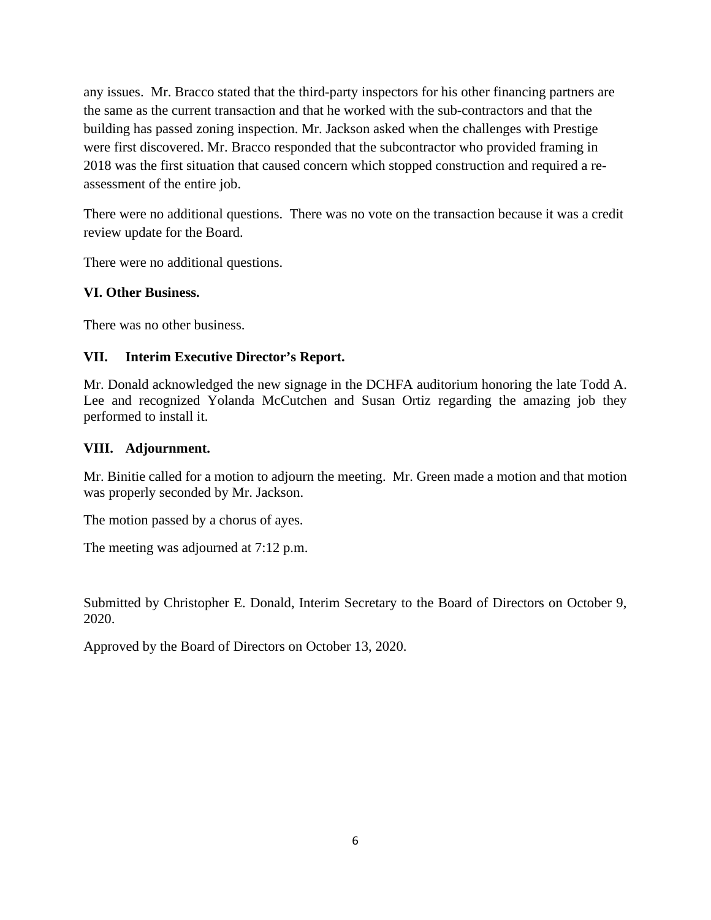any issues. Mr. Bracco stated that the third-party inspectors for his other financing partners are the same as the current transaction and that he worked with the sub-contractors and that the building has passed zoning inspection. Mr. Jackson asked when the challenges with Prestige were first discovered. Mr. Bracco responded that the subcontractor who provided framing in 2018 was the first situation that caused concern which stopped construction and required a re-assessment of the entire job.

There were no additional questions. There was no vote on the transaction because it was a credit review update for the Board.

There were no additional questions.

**VI. Other Business.**

There was no other business.

**VII. Interim Executive Director's Report.**

Mr. Donald acknowledged the new signage in the DCHFA auditorium honoring the late Todd A. Lee and recognized Yolanda McCutchen and Susan Ortiz regarding the amazing job they performed to install it.

**VIII. Adjournment.**

Mr. Binitie called for a motion to adjourn the meeting. Mr. Green made a motion and that motion was properly seconded by Mr. Jackson.

The motion passed by a chorus of ayes.

The meeting was adjourned at 7:12 p.m.

Submitted by Christopher E. Donald, Interim Secretary to the Board of Directors on October 9, 2020.

Approved by the Board of Directors on October 13, 2020.